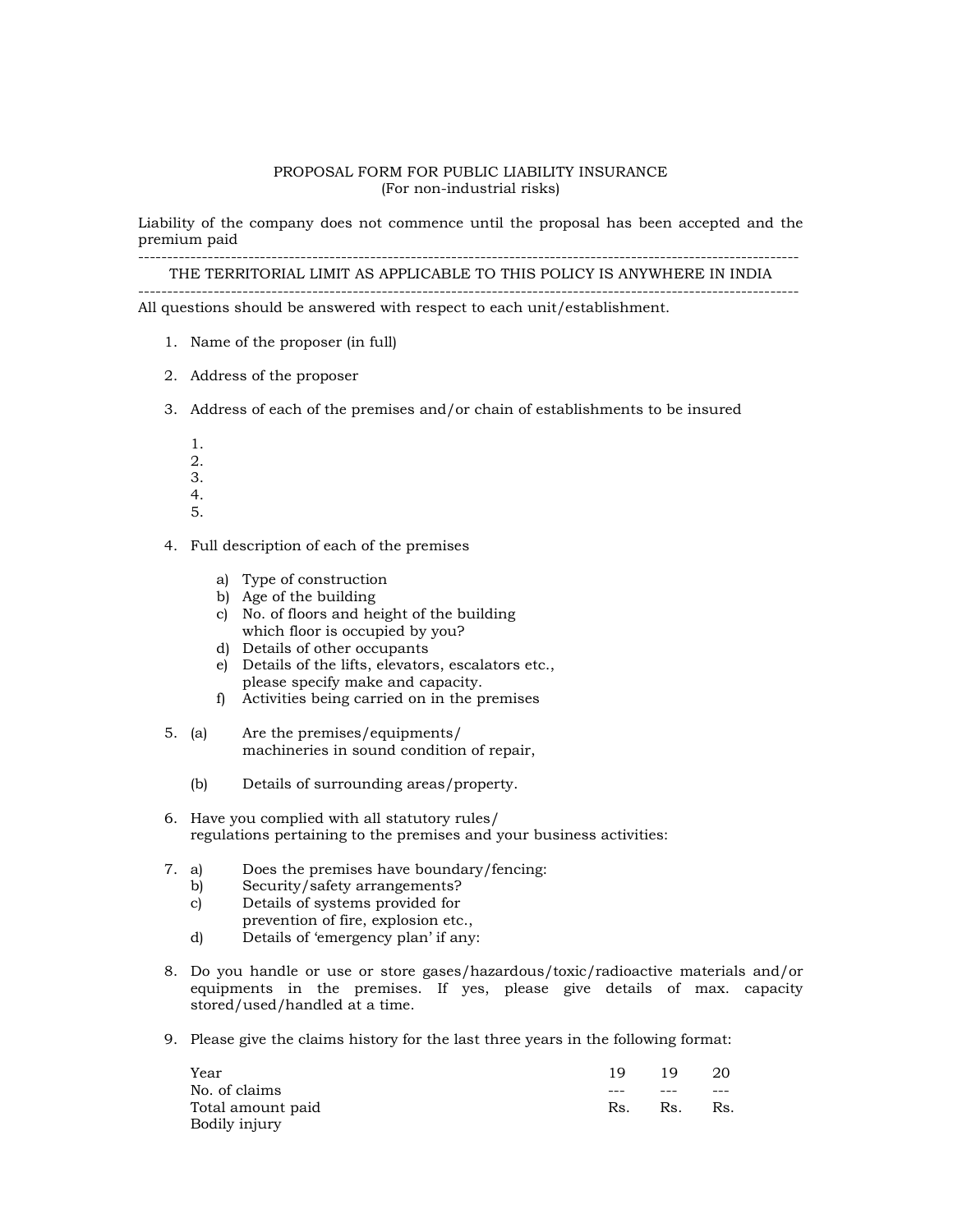# PROPOSAL FORM FOR PUBLIC LIABILITY INSURANCE
(For non-industrial risks)

Liability of the company does not commence until the proposal has been accepted and the premium paid

---

THE TERRITORIAL LIMIT AS APPLICABLE TO THIS POLICY IS ANYWHERE IN INDIA

---

All questions should be answered with respect to each unit/establishment.

1. Name of the proposer (in full)

2. Address of the proposer

3. Address of each of the premises and/or chain of establishments to be insured

    1.
    2.
    3.
    4.
    5.

4. Full description of each of the premises

    a) Type of construction
    b) Age of the building
    c) No. of floors and height of the building which floor is occupied by you?
    d) Details of other occupants
    e) Details of the lifts, elevators, escalators etc., please specify make and capacity.
    f) Activities being carried on in the premises

5. (a) Are the premises/equipments/ machineries in sound condition of repair,

    (b) Details of surrounding areas/property.

6. Have you complied with all statutory rules/ regulations pertaining to the premises and your business activities:

7. a) Does the premises have boundary/fencing:
    b) Security/safety arrangements?
    c) Details of systems provided for prevention of fire, explosion etc.,
    d) Details of 'emergency plan' if any:

8. Do you handle or use or store gases/hazardous/toxic/radioactive materials and/or equipments in the premises. If yes, please give details of max. capacity stored/used/handled at a time.

9. Please give the claims history for the last three years in the following format:

| Year | 19 | 19 | 20 |
|---|---|---|---|
| No. of claims | --- | --- | --- |
| Total amount paid | Rs. | Rs. | Rs. |
| Bodily injury | | | |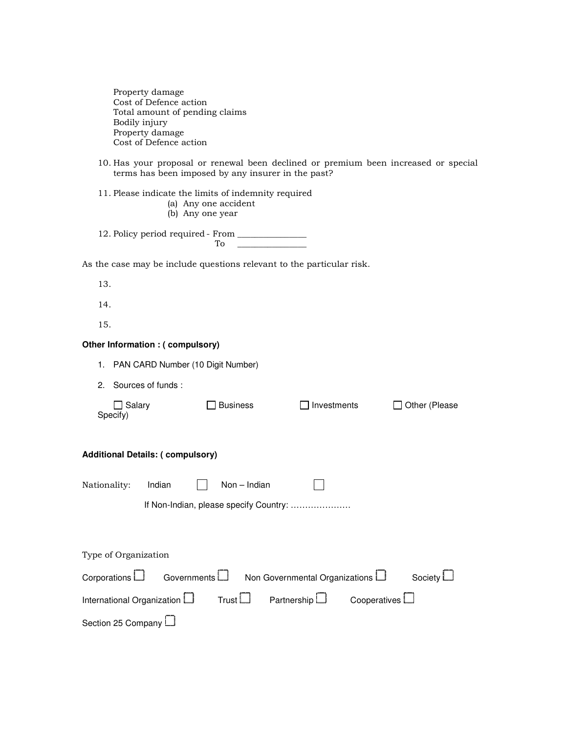Property damage
Cost of Defence action
Total amount of pending claims
Bodily injury
Property damage
Cost of Defence action

10. Has your proposal or renewal been declined or premium been increased or special terms has been imposed by any insurer in the past?

11. Please indicate the limits of indemnity required
    (a) Any one accident
    (b) Any one year

12. Policy period required - From _______________
    To _______________

As the case may be include questions relevant to the particular risk.

13.

14.

15.

**Other Information : ( compulsory)**

1. PAN CARD Number (10 Digit Number)

2. Sources of funds :

   ☐ Salary ☐ Business ☐ Investments ☐ Other (Please Specify)

**Additional Details: ( compulsory)**

Nationality: Indian ☐ Non – Indian ☐

If Non-Indian, please specify Country: …………………

Type of Organization

Corporations ☐ Governments ☐ Non Governmental Organizations ☐ Society ☐

International Organization ☐ Trust ☐ Partnership ☐ Cooperatives ☐

Section 25 Company ☐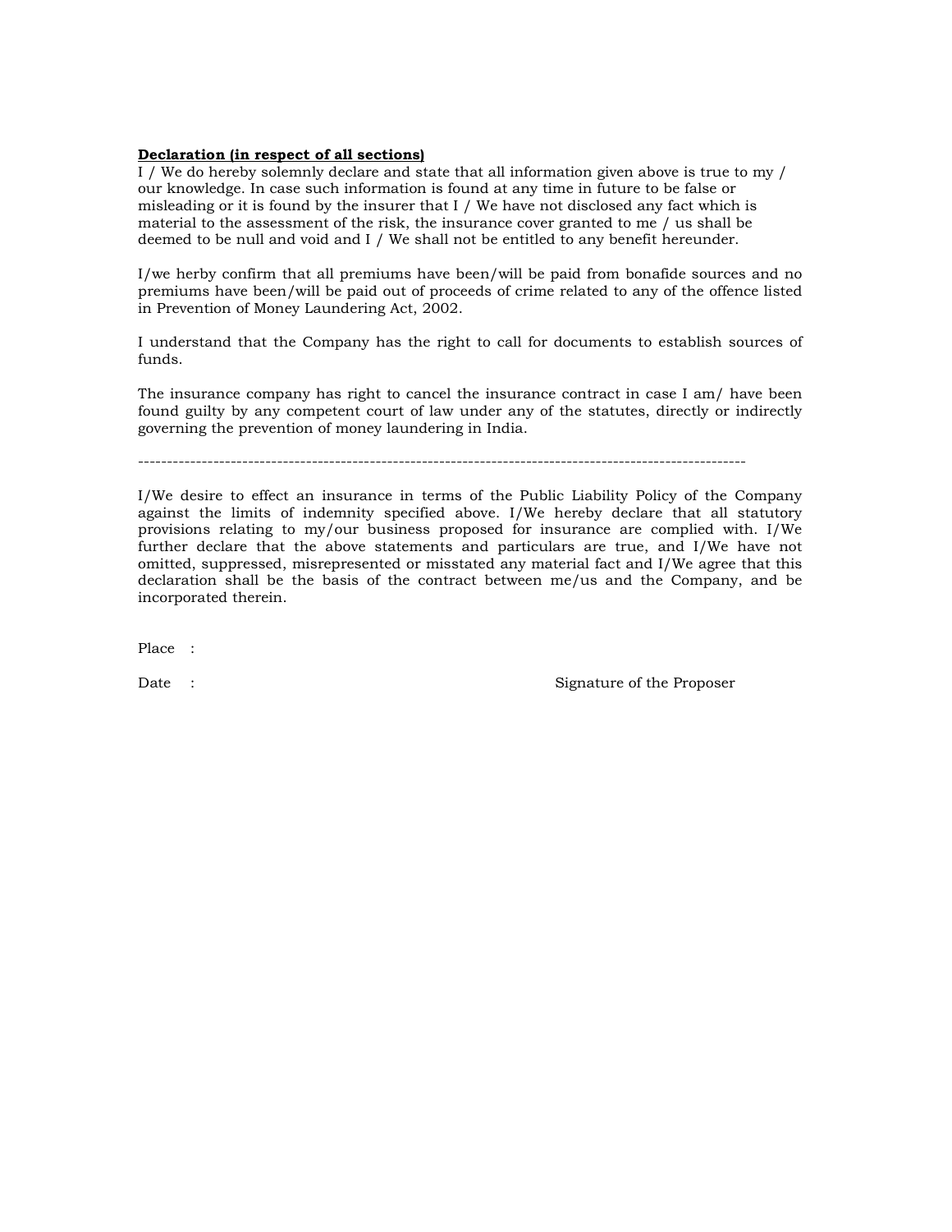**Declaration (in respect of all sections)**

I / We do hereby solemnly declare and state that all information given above is true to my / our knowledge. In case such information is found at any time in future to be false or misleading or it is found by the insurer that I / We have not disclosed any fact which is material to the assessment of the risk, the insurance cover granted to me / us shall be deemed to be null and void and I / We shall not be entitled to any benefit hereunder.

I/we herby confirm that all premiums have been/will be paid from bonafide sources and no premiums have been/will be paid out of proceeds of crime related to any of the offence listed in Prevention of Money Laundering Act, 2002.

I understand that the Company has the right to call for documents to establish sources of funds.

The insurance company has right to cancel the insurance contract in case I am/ have been found guilty by any competent court of law under any of the statutes, directly or indirectly governing the prevention of money laundering in India.

---

I/We desire to effect an insurance in terms of the Public Liability Policy of the Company against the limits of indemnity specified above. I/We hereby declare that all statutory provisions relating to my/our business proposed for insurance are complied with. I/We further declare that the above statements and particulars are true, and I/We have not omitted, suppressed, misrepresented or misstated any material fact and I/We agree that this declaration shall be the basis of the contract between me/us and the Company, and be incorporated therein.

Place :

Date : Signature of the Proposer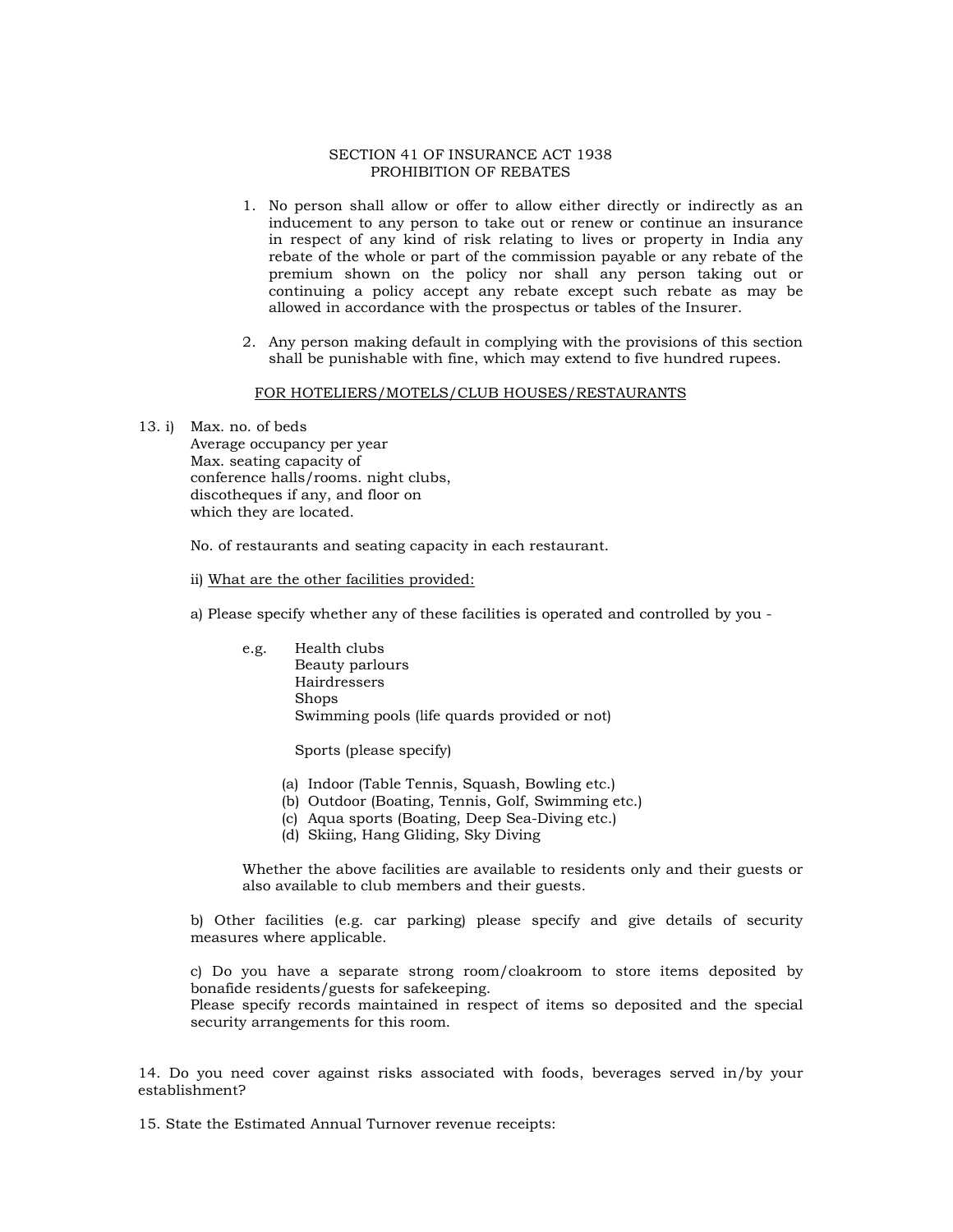## SECTION 41 OF INSURANCE ACT 1938
## PROHIBITION OF REBATES

1. No person shall allow or offer to allow either directly or indirectly as an inducement to any person to take out or renew or continue an insurance in respect of any kind of risk relating to lives or property in India any rebate of the whole or part of the commission payable or any rebate of the premium shown on the policy nor shall any person taking out or continuing a policy accept any rebate except such rebate as may be allowed in accordance with the prospectus or tables of the Insurer.

2. Any person making default in complying with the provisions of this section shall be punishable with fine, which may extend to five hundred rupees.

<u>FOR HOTELIERS/MOTELS/CLUB HOUSES/RESTAURANTS</u>

13. i) Max. no. of beds
Average occupancy per year
Max. seating capacity of conference halls/rooms. night clubs, discotheques if any, and floor on which they are located.

No. of restaurants and seating capacity in each restaurant.

ii) <u>What are the other facilities provided:</u>

a) Please specify whether any of these facilities is operated and controlled by you -

e.g. Health clubs
Beauty parlours
Hairdressers
Shops
Swimming pools (life quards provided or not)

Sports (please specify)

(a) Indoor (Table Tennis, Squash, Bowling etc.)
(b) Outdoor (Boating, Tennis, Golf, Swimming etc.)
(c) Aqua sports (Boating, Deep Sea-Diving etc.)
(d) Skiing, Hang Gliding, Sky Diving

Whether the above facilities are available to residents only and their guests or also available to club members and their guests.

b) Other facilities (e.g. car parking) please specify and give details of security measures where applicable.

c) Do you have a separate strong room/cloakroom to store items deposited by bonafide residents/guests for safekeeping.
Please specify records maintained in respect of items so deposited and the special security arrangements for this room.

14. Do you need cover against risks associated with foods, beverages served in/by your establishment?

15. State the Estimated Annual Turnover revenue receipts: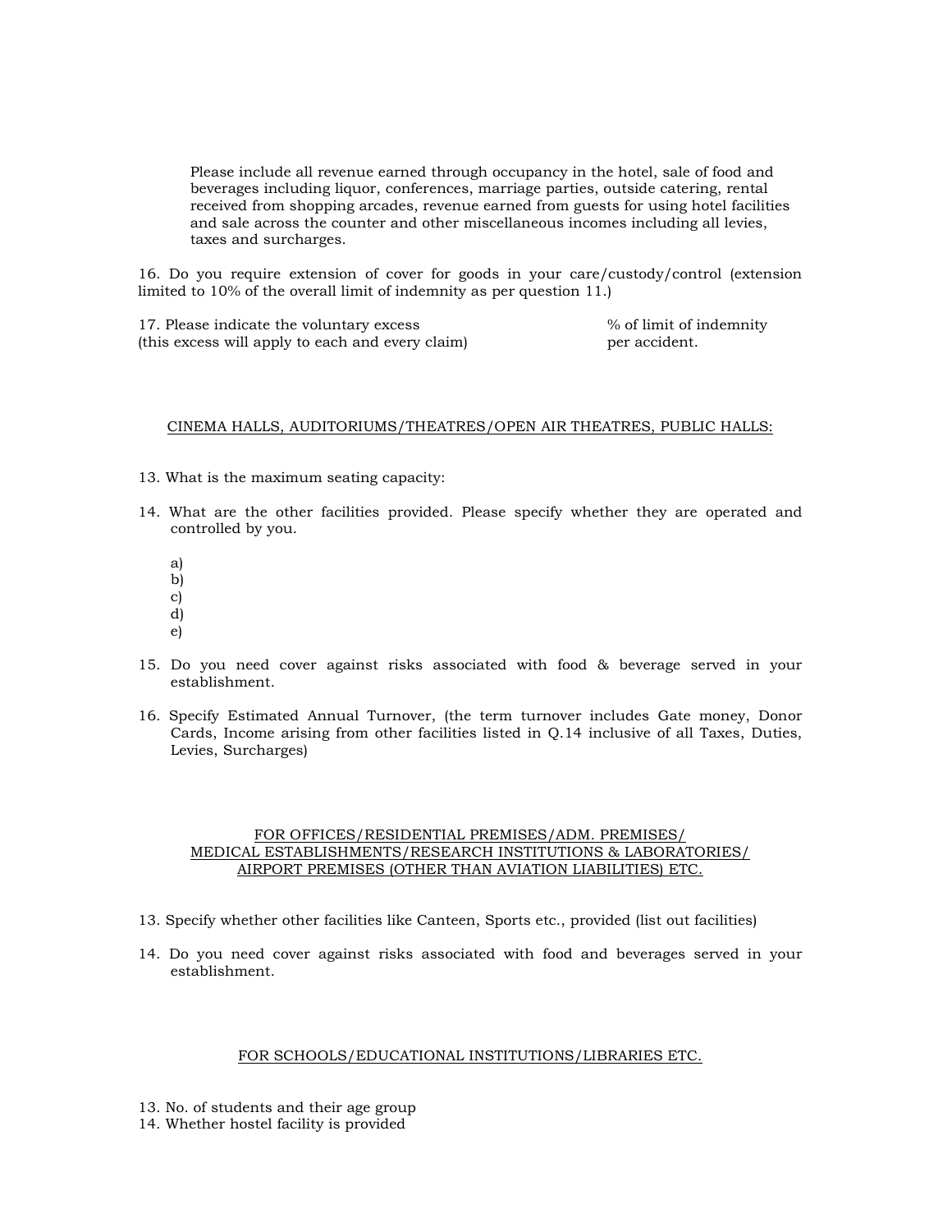Please include all revenue earned through occupancy in the hotel, sale of food and beverages including liquor, conferences, marriage parties, outside catering, rental received from shopping arcades, revenue earned from guests for using hotel facilities and sale across the counter and other miscellaneous incomes including all levies, taxes and surcharges.

16. Do you require extension of cover for goods in your care/custody/control (extension limited to 10% of the overall limit of indemnity as per question 11.)

17. Please indicate the voluntary excess (this excess will apply to each and every claim) % of limit of indemnity per accident.

## CINEMA HALLS, AUDITORIUMS/THEATRES/OPEN AIR THEATRES, PUBLIC HALLS:

13. What is the maximum seating capacity:

14. What are the other facilities provided. Please specify whether they are operated and controlled by you.

    a)
    b)
    c)
    d)
    e)

15. Do you need cover against risks associated with food & beverage served in your establishment.

16. Specify Estimated Annual Turnover, (the term turnover includes Gate money, Donor Cards, Income arising from other facilities listed in Q.14 inclusive of all Taxes, Duties, Levies, Surcharges)

## FOR OFFICES/RESIDENTIAL PREMISES/ADM. PREMISES/ MEDICAL ESTABLISHMENTS/RESEARCH INSTITUTIONS & LABORATORIES/ AIRPORT PREMISES (OTHER THAN AVIATION LIABILITIES) ETC.

13. Specify whether other facilities like Canteen, Sports etc., provided (list out facilities)

14. Do you need cover against risks associated with food and beverages served in your establishment.

## FOR SCHOOLS/EDUCATIONAL INSTITUTIONS/LIBRARIES ETC.

13. No. of students and their age group
14. Whether hostel facility is provided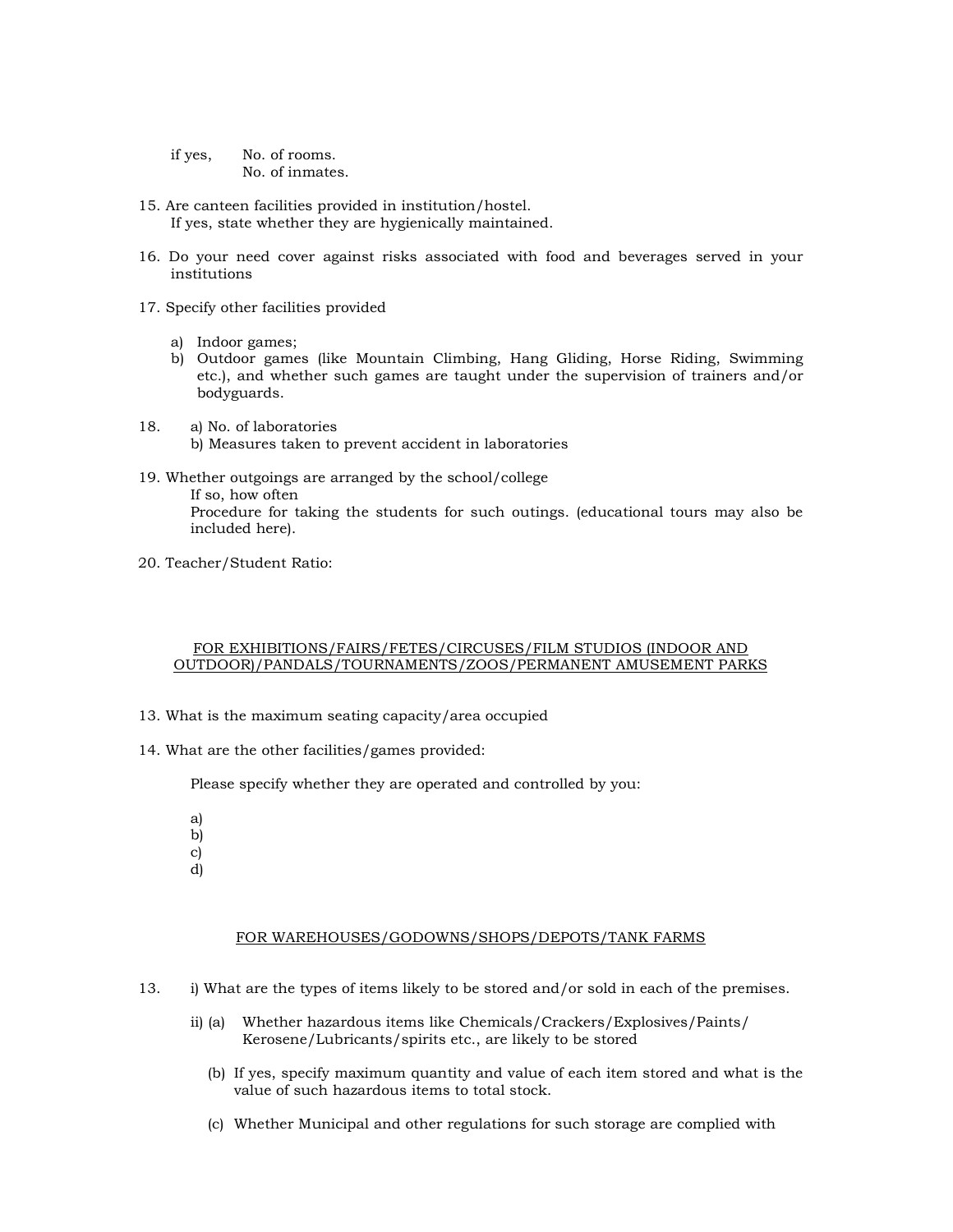if yes, No. of rooms.
No. of inmates.

15. Are canteen facilities provided in institution/hostel.
    If yes, state whether they are hygienically maintained.

16. Do your need cover against risks associated with food and beverages served in your institutions

17. Specify other facilities provided

    a) Indoor games;
    b) Outdoor games (like Mountain Climbing, Hang Gliding, Horse Riding, Swimming etc.), and whether such games are taught under the supervision of trainers and/or bodyguards.

18. a) No. of laboratories
    b) Measures taken to prevent accident in laboratories

19. Whether outgoings are arranged by the school/college
    If so, how often
    Procedure for taking the students for such outings. (educational tours may also be included here).

20. Teacher/Student Ratio:

## FOR EXHIBITIONS/FAIRS/FETES/CIRCUSES/FILM STUDIOS (INDOOR AND OUTDOOR)/PANDALS/TOURNAMENTS/ZOOS/PERMANENT AMUSEMENT PARKS

13. What is the maximum seating capacity/area occupied

14. What are the other facilities/games provided:

    Please specify whether they are operated and controlled by you:

    a)
    b)
    c)
    d)

## FOR WAREHOUSES/GODOWNS/SHOPS/DEPOTS/TANK FARMS

13. i) What are the types of items likely to be stored and/or sold in each of the premises.

    ii) (a) Whether hazardous items like Chemicals/Crackers/Explosives/Paints/Kerosene/Lubricants/spirits etc., are likely to be stored

    (b) If yes, specify maximum quantity and value of each item stored and what is the value of such hazardous items to total stock.

    (c) Whether Municipal and other regulations for such storage are complied with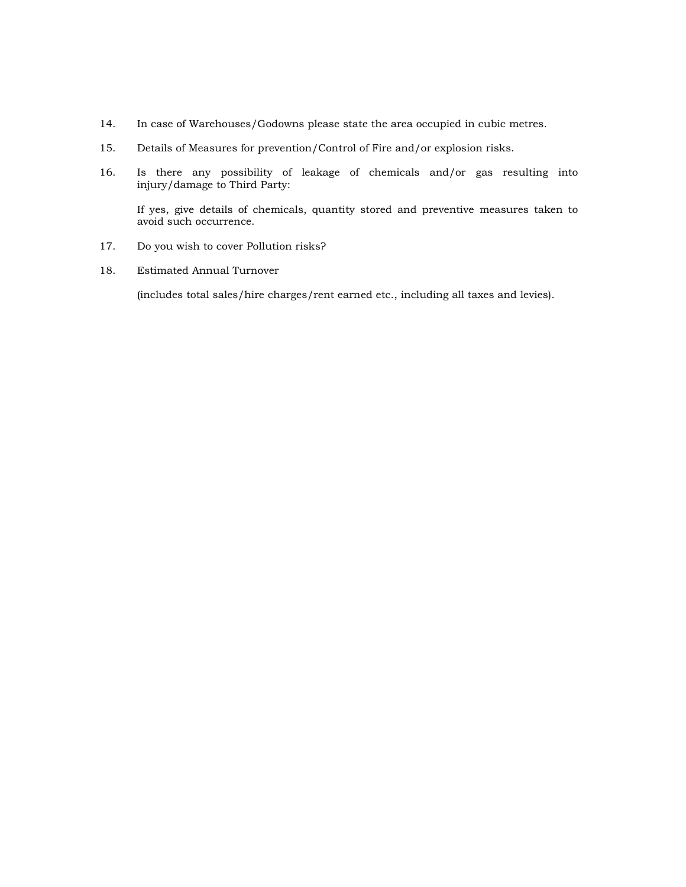14. In case of Warehouses/Godowns please state the area occupied in cubic metres.

15. Details of Measures for prevention/Control of Fire and/or explosion risks.

16. Is there any possibility of leakage of chemicals and/or gas resulting into injury/damage to Third Party:

    If yes, give details of chemicals, quantity stored and preventive measures taken to avoid such occurrence.

17. Do you wish to cover Pollution risks?

18. Estimated Annual Turnover

    (includes total sales/hire charges/rent earned etc., including all taxes and levies).